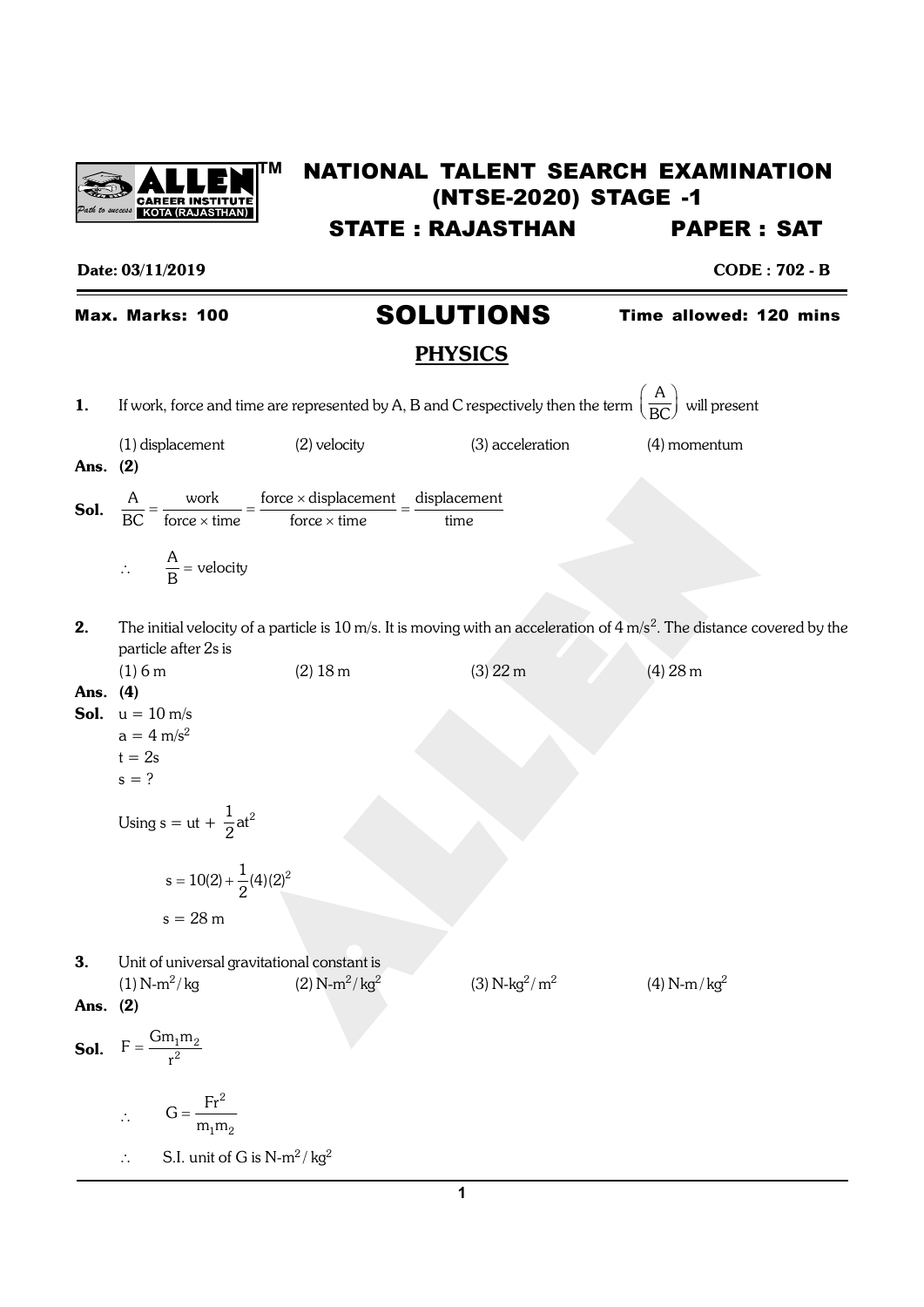# NATIONAL TALENT SEARCH EXAMINATION (NTSE-2020) STAGE -1

## STATE : RAJASTHAN PAPER : SAT

**Date: 03/11/2019** **CODE : 702 - B**

**Max. Marks: 100** **SOLUTIONS** **Time allowed: 120 mins**

## PHYSICS

**1.** If work, force and time are represented by A, B and C respectively then the term $\left(\frac{A}{BC}\right)$ will present

(1) displacement (2) velocity (3) acceleration (4) momentum

**Ans. (2)**

**Sol.** $\frac{A}{BC} = \frac{\text{work}}{\text{force} \times \text{time}} = \frac{\text{force} \times \text{displacement}}{\text{force} \times \text{time}} = \frac{\text{displacement}}{\text{time}}$

$\therefore \quad \frac{A}{B} = \text{velocity}$

**2.** The initial velocity of a particle is 10 m/s. It is moving with an acceleration of 4 $m/s^2$. The distance covered by the particle after 2s is

(1) 6 m (2) 18 m (3) 22 m (4) 28 m

**Ans. (4)**

**Sol.** u = 10 m/s
a = 4 $m/s^2$
t = 2s
s = ?

Using $s = ut + \frac{1}{2}at^2$

$s = 10(2) + \frac{1}{2}(4)(2)^2$

s = 28 m

**3.** Unit of universal gravitational constant is

(1) $N\text{-}m^2/kg$ (2) $N\text{-}m^2/kg^2$ (3) $N\text{-}kg^2/m^2$ (4) $N\text{-}m/kg^2$

**Ans. (2)**

**Sol.** $F = \frac{Gm_1m_2}{r^2}$

$\therefore \quad G = \frac{Fr^2}{m_1m_2}$

$\therefore$ S.I. unit of G is $N\text{-}m^2/kg^2$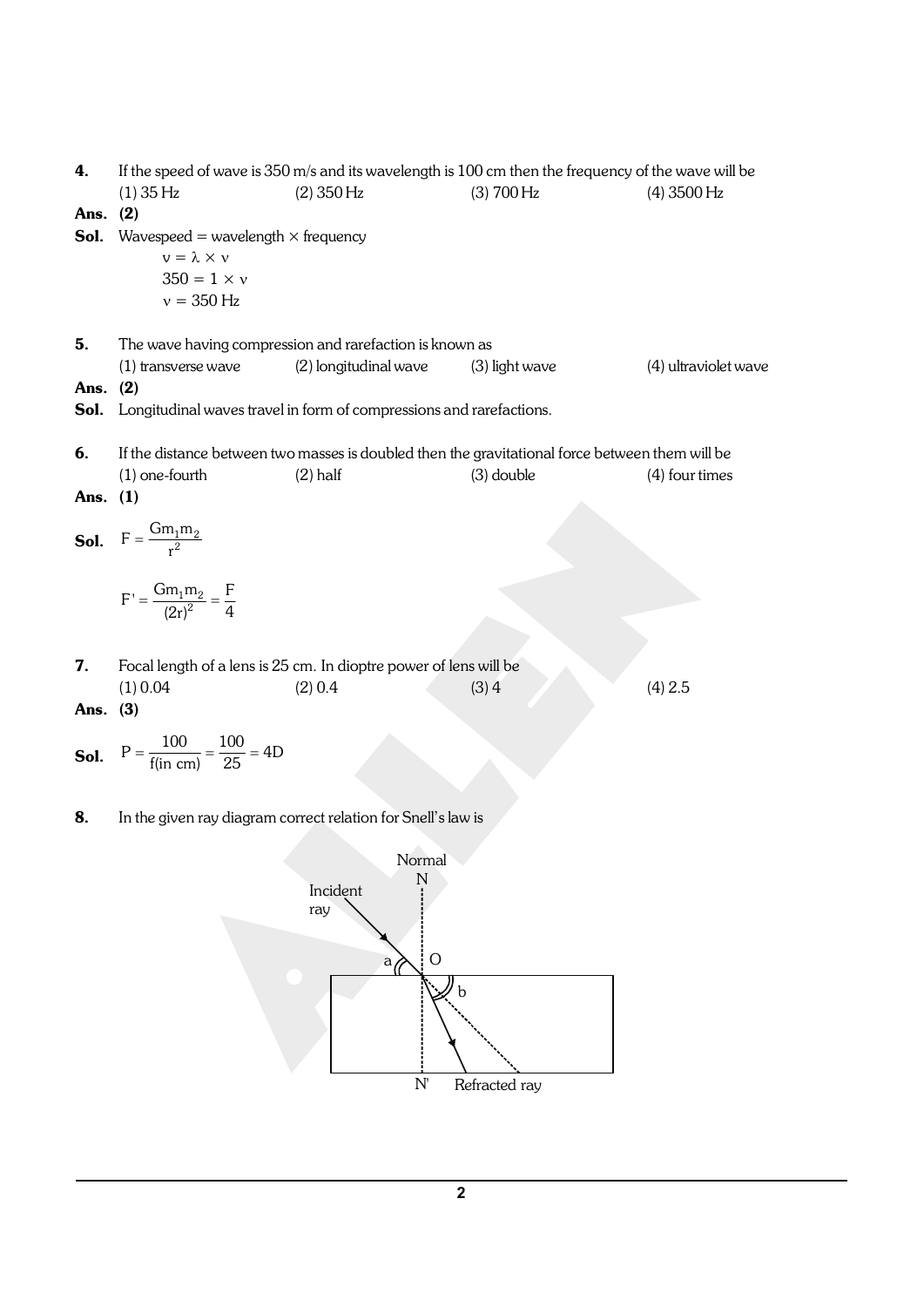**4.** If the speed of wave is 350 m/s and its wavelength is 100 cm then the frequency of the wave will be

(1) 35 Hz (2) 350 Hz (3) 700 Hz (4) 3500 Hz

**Ans. (2)**

**Sol.** Wavespeed = wavelength × frequency

$v = \lambda \times \nu$

$350 = 1 \times \nu$

$\nu = 350$ Hz

**5.** The wave having compression and rarefaction is known as

(1) transverse wave (2) longitudinal wave (3) light wave (4) ultraviolet wave

**Ans. (2)**

**Sol.** Longitudinal waves travel in form of compressions and rarefactions.

**6.** If the distance between two masses is doubled then the gravitational force between them will be

(1) one-fourth (2) half (3) double (4) four times

**Ans. (1)**

**Sol.** $F = \frac{Gm_1m_2}{r^2}$

$F' = \frac{Gm_1m_2}{(2r)^2} = \frac{F}{4}$

**7.** Focal length of a lens is 25 cm. In dioptre power of lens will be

(1) 0.04 (2) 0.4 (3) 4 (4) 2.5

**Ans. (3)**

**Sol.** $P = \frac{100}{f(\text{in cm})} = \frac{100}{25} = 4D$

**8.** In the given ray diagram correct relation for Snell's law is

Normal N, Incident ray, a, O, b, N', Refracted ray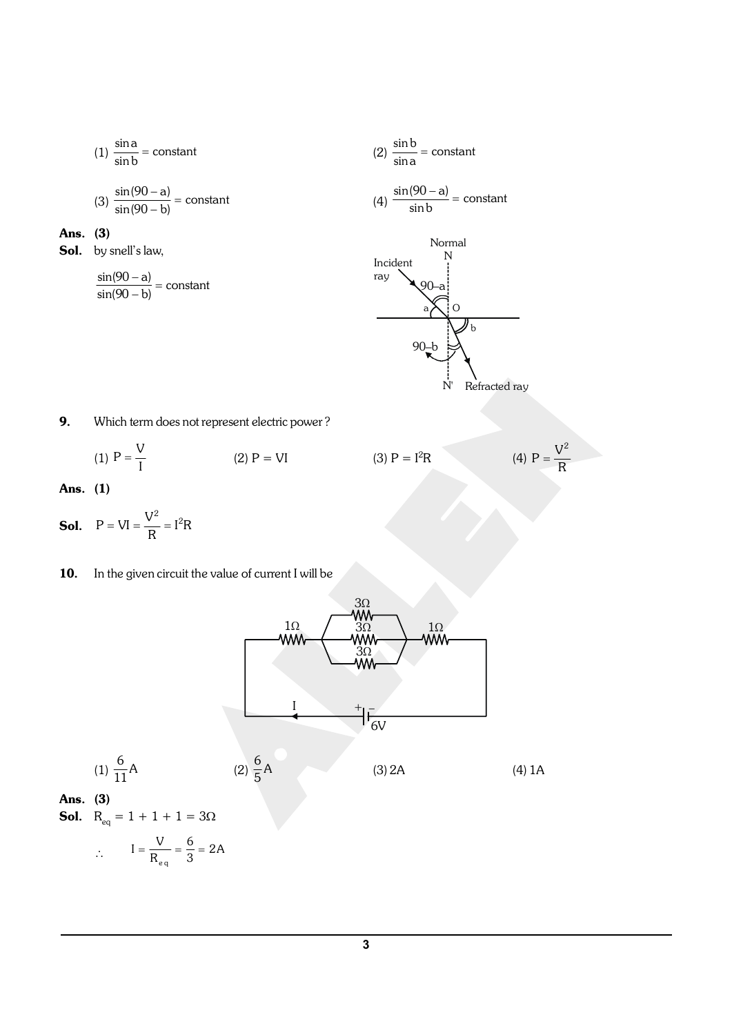(1) $\frac{\sin a}{\sin b}$ = constant

(2) $\frac{\sin b}{\sin a}$ = constant

(3) $\frac{\sin(90-a)}{\sin(90-b)}$ = constant

(4) $\frac{\sin(90-a)}{\sin b}$ = constant

**Ans. (3)**

**Sol.** by snell's law,

$$\frac{\sin(90-a)}{\sin(90-b)} = \text{constant}$$

**9.** Which term does not represent electric power ?

(1) $P = \frac{V}{I}$

(2) $P = VI$

(3) $P = I^2R$

(4) $P = \frac{V^2}{R}$

**Ans. (1)**

**Sol.** $P = VI = \frac{V^2}{R} = I^2R$

**10.** In the given circuit the value of current I will be

(1) $\frac{6}{11}$A

(2) $\frac{6}{5}$A

(3) 2A

(4) 1A

**Ans. (3)**

**Sol.** $R_{eq} = 1 + 1 + 1 = 3\Omega$

$\therefore \quad I = \frac{V}{R_{eq}} = \frac{6}{3} = 2A$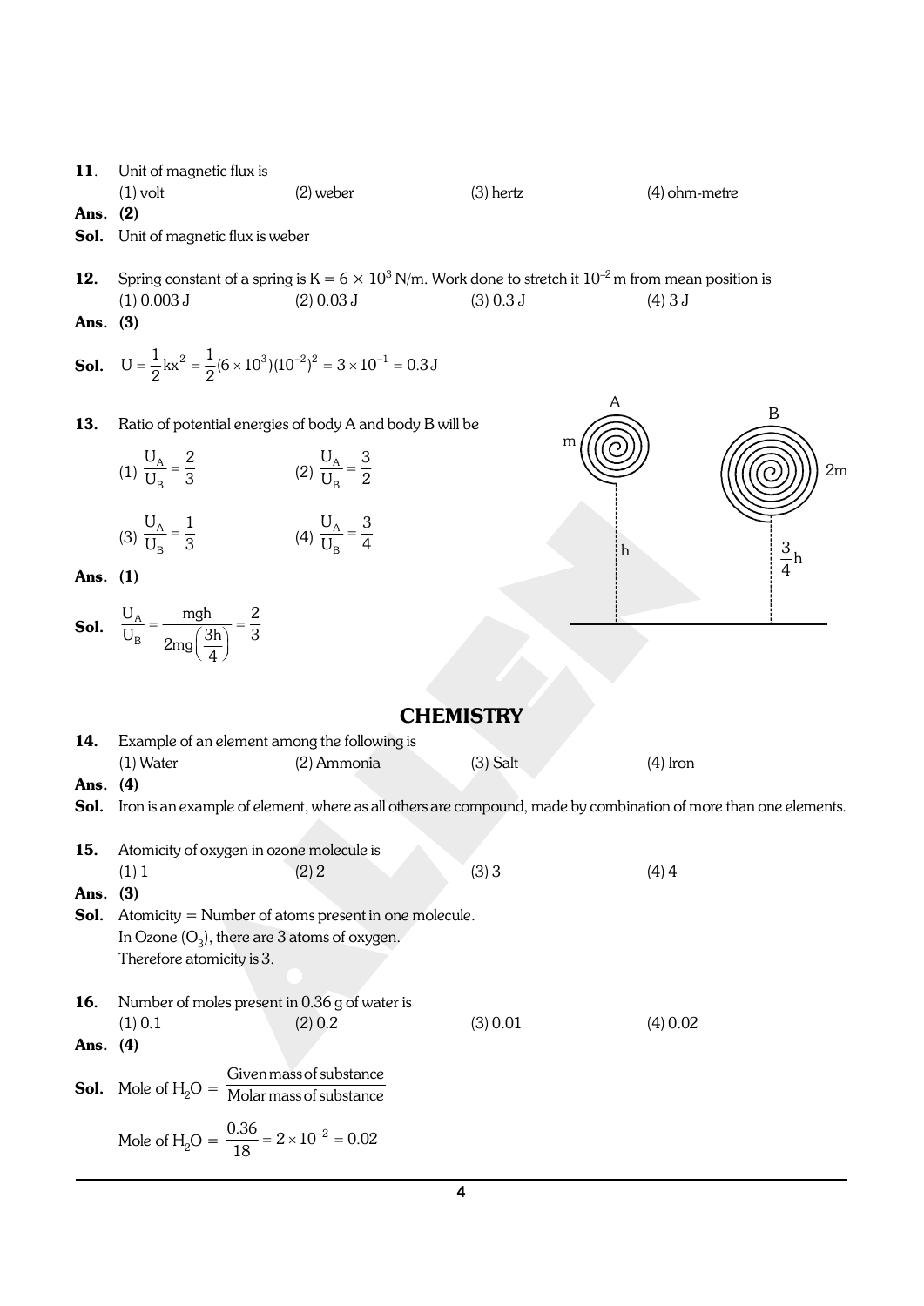**11.** Unit of magnetic flux is

(1) volt (2) weber (3) hertz (4) ohm-metre

**Ans.** **(2)**

**Sol.** Unit of magnetic flux is weber

**12.** Spring constant of a spring is $K = 6 \times 10^3$ N/m. Work done to stretch it $10^{-2}$ m from mean position is

(1) 0.003 J (2) 0.03 J (3) 0.3 J (4) 3 J

**Ans.** **(3)**

**Sol.** $U = \frac{1}{2}kx^2 = \frac{1}{2}(6 \times 10^3)(10^{-2})^2 = 3 \times 10^{-1} = 0.3\,J$

**13.** Ratio of potential energies of body A and body B will be

(1) $\frac{U_A}{U_B} = \frac{2}{3}$ (2) $\frac{U_A}{U_B} = \frac{3}{2}$

(3) $\frac{U_A}{U_B} = \frac{1}{3}$ (4) $\frac{U_A}{U_B} = \frac{3}{4}$

A: m at height h; B: 2m at height $\frac{3}{4}h$

**Ans.** **(1)**

**Sol.** $\frac{U_A}{U_B} = \frac{mgh}{2mg\left(\frac{3h}{4}\right)} = \frac{2}{3}$

## CHEMISTRY

**14.** Example of an element among the following is

(1) Water (2) Ammonia (3) Salt (4) Iron

**Ans.** **(4)**

**Sol.** Iron is an example of element, where as all others are compound, made by combination of more than one elements.

**15.** Atomicity of oxygen in ozone molecule is

(1) 1 (2) 2 (3) 3 (4) 4

**Ans.** **(3)**

**Sol.** Atomicity = Number of atoms present in one molecule.
In Ozone ($O_3$), there are 3 atoms of oxygen.
Therefore atomicity is 3.

**16.** Number of moles present in 0.36 g of water is

(1) 0.1 (2) 0.2 (3) 0.01 (4) 0.02

**Ans.** **(4)**

**Sol.** Mole of $H_2O = \frac{\text{Given mass of substance}}{\text{Molar mass of substance}}$

Mole of $H_2O = \frac{0.36}{18} = 2 \times 10^{-2} = 0.02$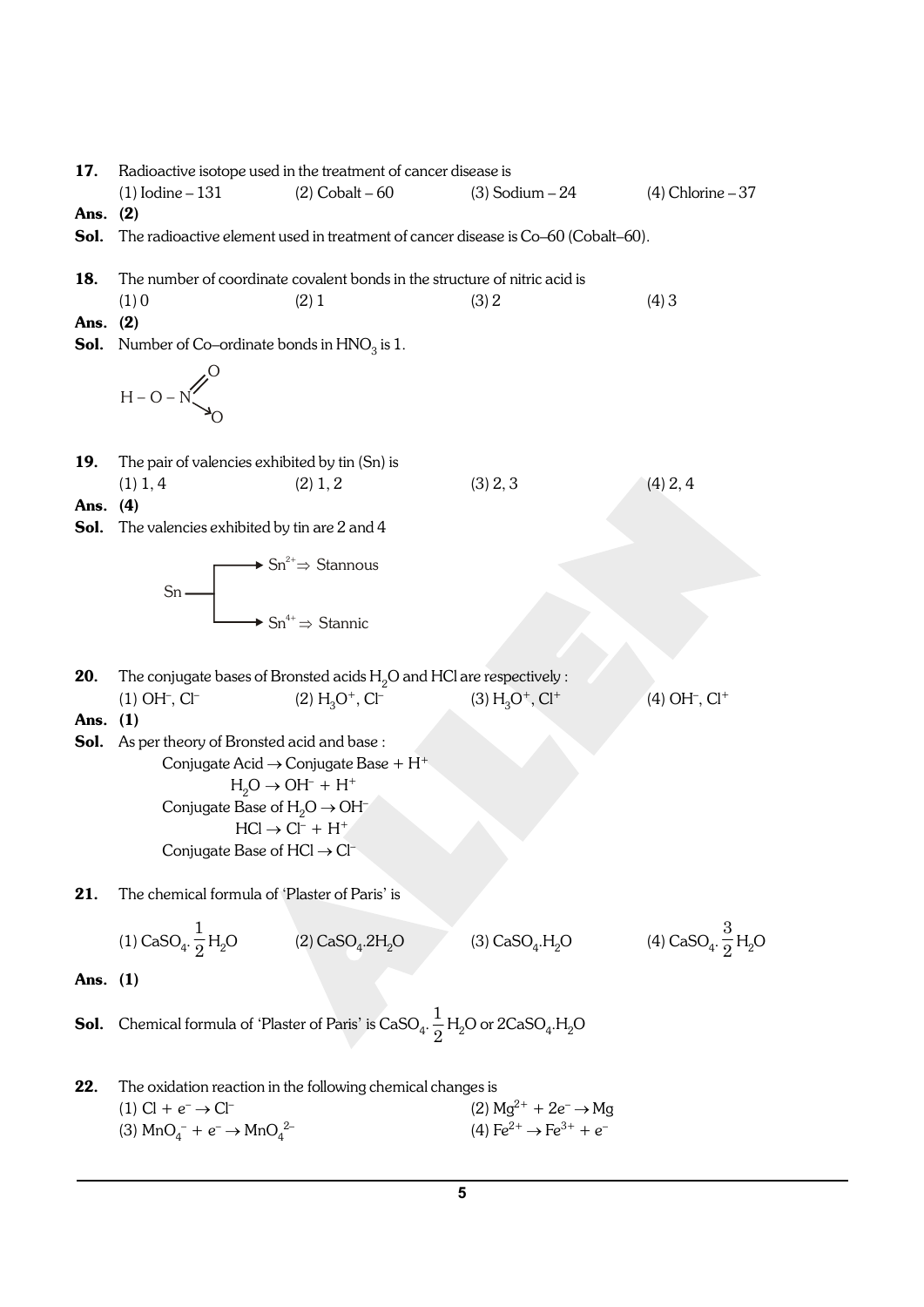**17.** Radioactive isotope used in the treatment of cancer disease is

(1) Iodine – 131 (2) Cobalt – 60 (3) Sodium – 24 (4) Chlorine – 37

**Ans. (2)**

**Sol.** The radioactive element used in treatment of cancer disease is Co–60 (Cobalt–60).

**18.** The number of coordinate covalent bonds in the structure of nitric acid is

(1) 0 (2) 1 (3) 2 (4) 3

**Ans. (2)**

**Sol.** Number of Co–ordinate bonds in $HNO_3$ is 1.

$$H - O - N \overset{\nearrow\!\!\!= O}{\underset{\searrow O}{}}$$

**19.** The pair of valencies exhibited by tin (Sn) is

(1) 1, 4 (2) 1, 2 (3) 2, 3 (4) 2, 4

**Ans. (4)**

**Sol.** The valencies exhibited by tin are 2 and 4

Sn → $Sn^{2+} \Rightarrow$ Stannous

Sn → $Sn^{4+} \Rightarrow$ Stannic

**20.** The conjugate bases of Bronsted acids $H_2O$ and HCl are respectively :

(1) $OH^-$, $Cl^-$ (2) $H_3O^+$, $Cl^-$ (3) $H_3O^+$, $Cl^+$ (4) $OH^-$, $Cl^+$

**Ans. (1)**

**Sol.** As per theory of Bronsted acid and base :

Conjugate Acid $\rightarrow$ Conjugate Base + $H^+$

$H_2O \rightarrow OH^- + H^+$

Conjugate Base of $H_2O \rightarrow OH^-$

$HCl \rightarrow Cl^- + H^+$

Conjugate Base of $HCl \rightarrow Cl^-$

**21.** The chemical formula of 'Plaster of Paris' is

(1) $CaSO_4 \cdot \frac{1}{2} H_2O$ (2) $CaSO_4 \cdot 2H_2O$ (3) $CaSO_4 \cdot H_2O$ (4) $CaSO_4 \cdot \frac{3}{2} H_2O$

**Ans. (1)**

**Sol.** Chemical formula of 'Plaster of Paris' is $CaSO_4 \cdot \frac{1}{2} H_2O$ or $2CaSO_4 \cdot H_2O$

**22.** The oxidation reaction in the following chemical changes is

(1) $Cl + e^- \rightarrow Cl^-$

(2) $Mg^{2+} + 2e^- \rightarrow Mg$

(3) $MnO_4^- + e^- \rightarrow MnO_4^{2-}$

(4) $Fe^{2+} \rightarrow Fe^{3+} + e^-$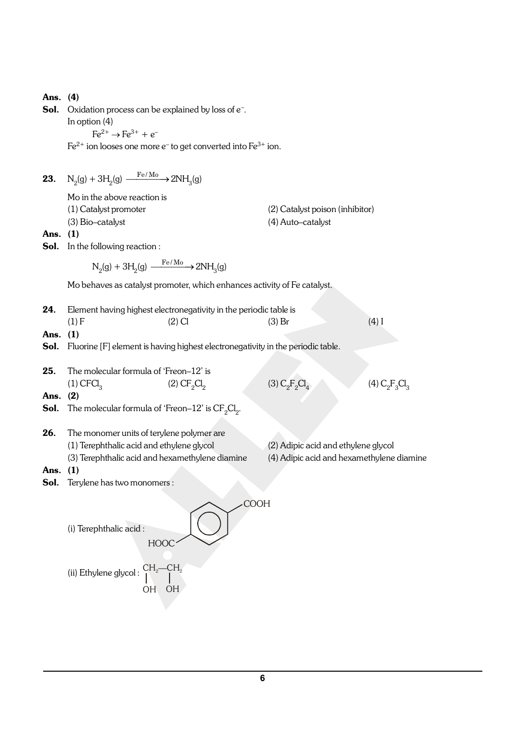**Ans.** **(4)**

**Sol.** Oxidation process can be explained by loss of $e^-$.

In option (4)

$$Fe^{2+} \rightarrow Fe^{3+} + e^-$$

$Fe^{2+}$ ion looses one more $e^-$ to get converted into $Fe^{3+}$ ion.

**23.** $N_2(g) + 3H_2(g) \xrightarrow{Fe/Mo} 2NH_3(g)$

Mo in the above reaction is

(1) Catalyst promoter (2) Catalyst poison (inhibitor)

(3) Bio–catalyst (4) Auto–catalyst

**Ans.** **(1)**

**Sol.** In the following reaction :

$$N_2(g) + 3H_2(g) \xrightarrow{Fe/Mo} 2NH_3(g)$$

Mo behaves as catalyst promoter, which enhances activity of Fe catalyst.

**24.** Element having highest electronegativity in the periodic table is

(1) F (2) Cl (3) Br (4) I

**Ans.** **(1)**

**Sol.** Fluorine [F] element is having highest electronegativity in the periodic table.

**25.** The molecular formula of 'Freon–12' is

(1) $CFCl_3$ (2) $CF_2Cl_2$ (3) $C_2F_2Cl_4$ (4) $C_2F_3Cl_3$

**Ans.** **(2)**

**Sol.** The molecular formula of 'Freon–12' is $CF_2Cl_2$.

**26.** The monomer units of terylene polymer are

(1) Terephthalic acid and ethylene glycol (2) Adipic acid and ethylene glycol

(3) Terephthalic acid and hexamethylene diamine (4) Adipic acid and hexamethylene diamine

**Ans.** **(1)**

**Sol.** Terylene has two monomers :

(i) Terephthalic acid : $HOOC-C_6H_4-COOH$

(ii) Ethylene glycol : $\underset{OH}{CH_2}-\underset{OH}{CH_2}$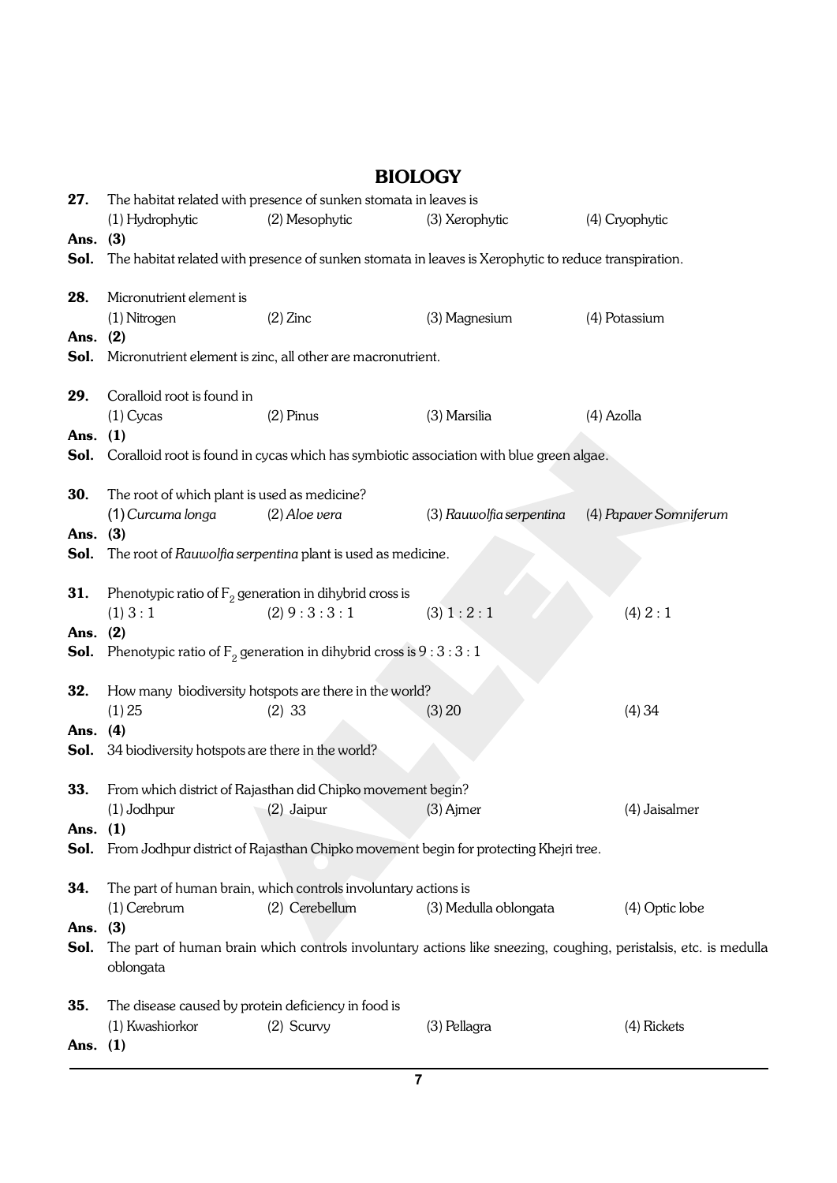# BIOLOGY

**27.** The habitat related with presence of sunken stomata in leaves is

(1) Hydrophytic (2) Mesophytic (3) Xerophytic (4) Cryophytic

**Ans. (3)**

**Sol.** The habitat related with presence of sunken stomata in leaves is Xerophytic to reduce transpiration.

**28.** Micronutrient element is

(1) Nitrogen (2) Zinc (3) Magnesium (4) Potassium

**Ans. (2)**

**Sol.** Micronutrient element is zinc, all other are macronutrient.

**29.** Coralloid root is found in

(1) Cycas (2) Pinus (3) Marsilia (4) Azolla

**Ans. (1)**

**Sol.** Coralloid root is found in cycas which has symbiotic association with blue green algae.

**30.** The root of which plant is used as medicine?

(1) *Curcuma longa* (2) *Aloe vera* (3) *Rauwolfia serpentina* (4) *Papaver Somniferum*

**Ans. (3)**

**Sol.** The root of *Rauwolfia serpentina* plant is used as medicine.

**31.** Phenotypic ratio of $F_2$ generation in dihybrid cross is

(1) 3 : 1 (2) 9 : 3 : 3 : 1 (3) 1 : 2 : 1 (4) 2 : 1

**Ans. (2)**

**Sol.** Phenotypic ratio of $F_2$ generation in dihybrid cross is 9 : 3 : 3 : 1

**32.** How many biodiversity hotspots are there in the world?

(1) 25 (2) 33 (3) 20 (4) 34

**Ans. (4)**

**Sol.** 34 biodiversity hotspots are there in the world?

**33.** From which district of Rajasthan did Chipko movement begin?

(1) Jodhpur (2) Jaipur (3) Ajmer (4) Jaisalmer

**Ans. (1)**

**Sol.** From Jodhpur district of Rajasthan Chipko movement begin for protecting Khejri tree.

**34.** The part of human brain, which controls involuntary actions is

(1) Cerebrum (2) Cerebellum (3) Medulla oblongata (4) Optic lobe

**Ans. (3)**

**Sol.** The part of human brain which controls involuntary actions like sneezing, coughing, peristalsis, etc. is medulla oblongata

**35.** The disease caused by protein deficiency in food is

(1) Kwashiorkor (2) Scurvy (3) Pellagra (4) Rickets

**Ans. (1)**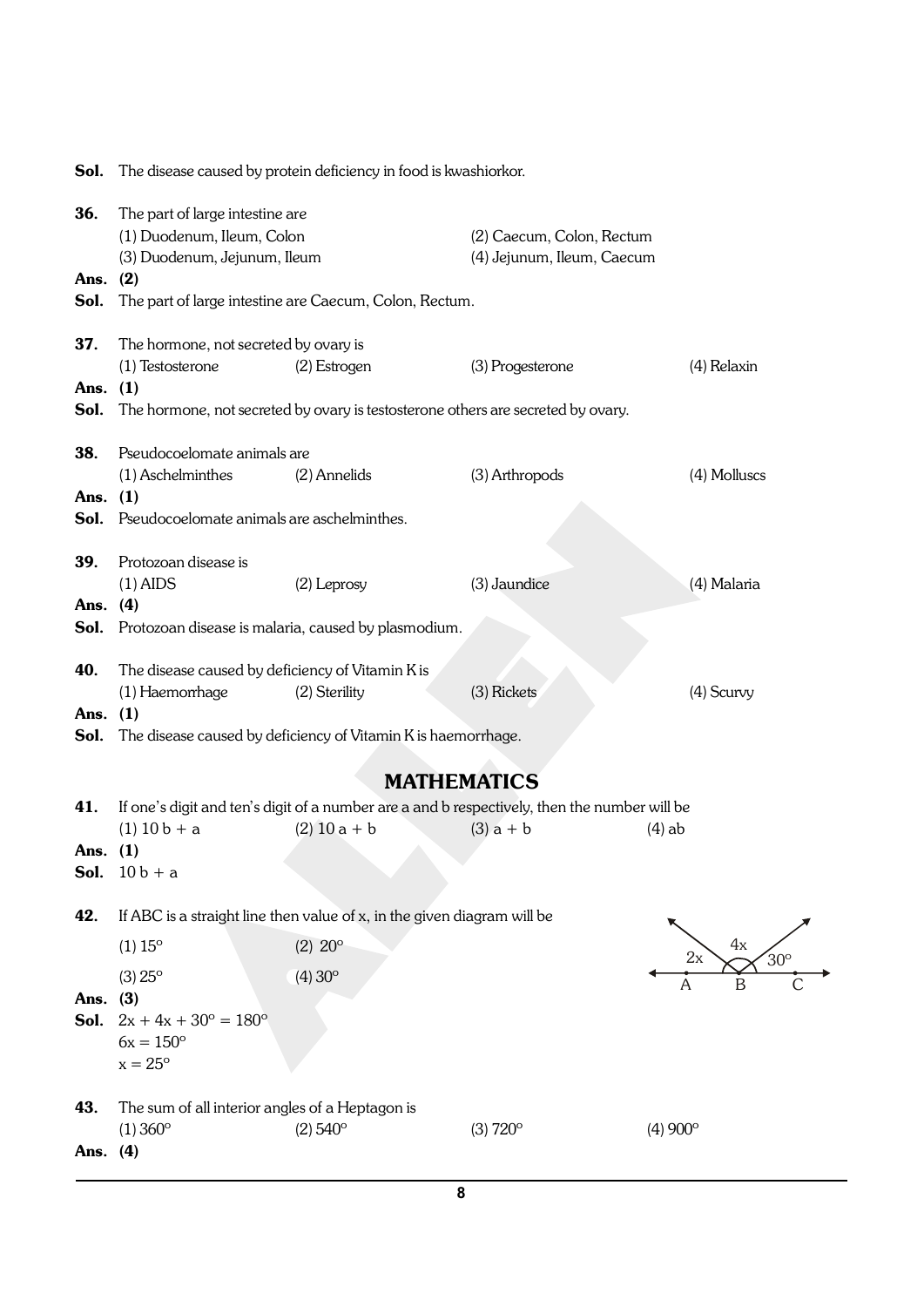**Sol.** The disease caused by protein deficiency in food is kwashiorkor.

**36.** The part of large intestine are

(1) Duodenum, Ileum, Colon
(2) Caecum, Colon, Rectum
(3) Duodenum, Jejunum, Ileum
(4) Jejunum, Ileum, Caecum

**Ans. (2)**

**Sol.** The part of large intestine are Caecum, Colon, Rectum.

**37.** The hormone, not secreted by ovary is

(1) Testosterone (2) Estrogen (3) Progesterone (4) Relaxin

**Ans. (1)**

**Sol.** The hormone, not secreted by ovary is testosterone others are secreted by ovary.

**38.** Pseudocoelomate animals are

(1) Aschelminthes (2) Annelids (3) Arthropods (4) Molluscs

**Ans. (1)**

**Sol.** Pseudocoelomate animals are aschelminthes.

**39.** Protozoan disease is

(1) AIDS (2) Leprosy (3) Jaundice (4) Malaria

**Ans. (4)**

**Sol.** Protozoan disease is malaria, caused by plasmodium.

**40.** The disease caused by deficiency of Vitamin K is

(1) Haemorrhage (2) Sterility (3) Rickets (4) Scurvy

**Ans. (1)**

**Sol.** The disease caused by deficiency of Vitamin K is haemorrhage.

## MATHEMATICS

**41.** If one's digit and ten's digit of a number are a and b respectively, then the number will be

(1) $10b + a$ (2) $10a + b$ (3) $a + b$ (4) $ab$

**Ans. (1)**

**Sol.** $10b + a$

**42.** If ABC is a straight line then value of x, in the given diagram will be

(1) $15°$ (2) $20°$
(3) $25°$ (4) $30°$

**Ans. (3)**

**Sol.** $2x + 4x + 30° = 180°$

$6x = 150°$

$x = 25°$

**43.** The sum of all interior angles of a Heptagon is

(1) $360°$ (2) $540°$ (3) $720°$ (4) $900°$

**Ans. (4)**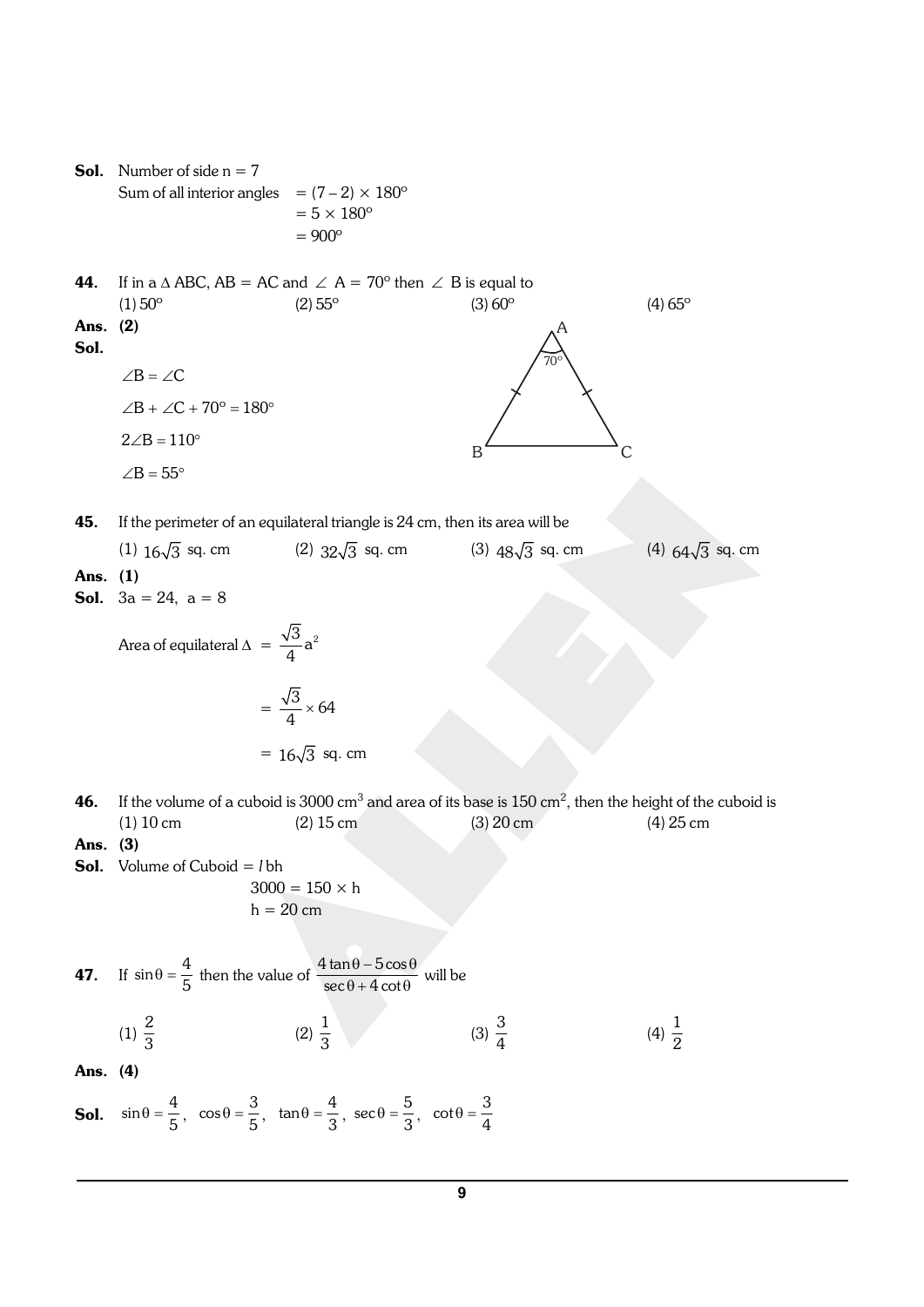**Sol.** Number of side n = 7

Sum of all interior angles $= (7 - 2) \times 180^\circ$

$= 5 \times 180^\circ$

$= 900^\circ$

**44.** If in a $\Delta$ ABC, AB = AC and $\angle$ A = 70° then $\angle$ B is equal to

(1) 50° (2) 55° (3) 60° (4) 65°

**Ans. (2)**

**Sol.**

$\angle B = \angle C$

$\angle B + \angle C + 70^\circ = 180^\circ$

$2\angle B = 110^\circ$

$\angle B = 55^\circ$

**45.** If the perimeter of an equilateral triangle is 24 cm, then its area will be

(1) $16\sqrt{3}$ sq. cm (2) $32\sqrt{3}$ sq. cm (3) $48\sqrt{3}$ sq. cm (4) $64\sqrt{3}$ sq. cm

**Ans. (1)**

**Sol.** 3a = 24, a = 8

Area of equilateral $\Delta$ $= \dfrac{\sqrt{3}}{4}a^2$

$= \dfrac{\sqrt{3}}{4} \times 64$

$= 16\sqrt{3}$ sq. cm

**46.** If the volume of a cuboid is 3000 cm$^3$ and area of its base is 150 cm$^2$, then the height of the cuboid is

(1) 10 cm (2) 15 cm (3) 20 cm (4) 25 cm

**Ans. (3)**

**Sol.** Volume of Cuboid = $l$bh

$3000 = 150 \times h$

$h = 20$ cm

**47.** If $\sin\theta = \dfrac{4}{5}$ then the value of $\dfrac{4\tan\theta - 5\cos\theta}{\sec\theta + 4\cot\theta}$ will be

(1) $\dfrac{2}{3}$ (2) $\dfrac{1}{3}$ (3) $\dfrac{3}{4}$ (4) $\dfrac{1}{2}$

**Ans. (4)**

**Sol.** $\sin\theta = \dfrac{4}{5}$, $\cos\theta = \dfrac{3}{5}$, $\tan\theta = \dfrac{4}{3}$, $\sec\theta = \dfrac{5}{3}$, $\cot\theta = \dfrac{3}{4}$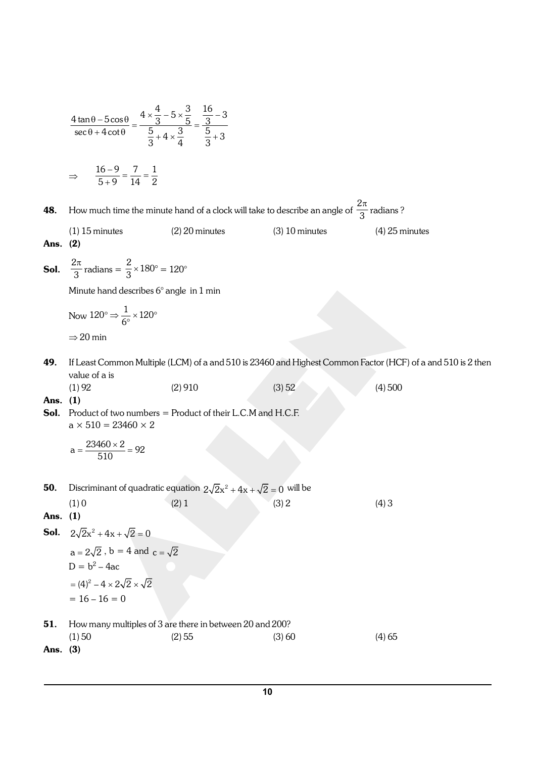$$\frac{4\tan\theta - 5\cos\theta}{\sec\theta + 4\cot\theta} = \frac{4\times\frac{4}{3} - 5\times\frac{3}{5}}{\frac{5}{3} + 4\times\frac{3}{4}} = \frac{\frac{16}{3} - 3}{\frac{5}{3} + 3}$$

$$\Rightarrow \quad \frac{16-9}{5+9} = \frac{7}{14} = \frac{1}{2}$$

**48.** How much time the minute hand of a clock will take to describe an angle of $\frac{2\pi}{3}$ radians ?

(1) 15 minutes (2) 20 minutes (3) 10 minutes (4) 25 minutes

**Ans. (2)**

**Sol.** $\frac{2\pi}{3}$ radians $= \frac{2}{3} \times 180^\circ = 120^\circ$

Minute hand describes $6^\circ$ angle in 1 min

Now $120^\circ \Rightarrow \frac{1}{6^\circ} \times 120^\circ$

$\Rightarrow 20$ min

**49.** If Least Common Multiple (LCM) of a and 510 is 23460 and Highest Common Factor (HCF) of a and 510 is 2 then value of a is

(1) 92 (2) 910 (3) 52 (4) 500

**Ans. (1)**

**Sol.** Product of two numbers = Product of their L.C.M and H.C.F.

$a \times 510 = 23460 \times 2$

$a = \frac{23460 \times 2}{510} = 92$

**50.** Discriminant of quadratic equation $2\sqrt{2}x^2 + 4x + \sqrt{2} = 0$ will be

(1) 0 (2) 1 (3) 2 (4) 3

**Ans. (1)**

**Sol.** $2\sqrt{2}x^2 + 4x + \sqrt{2} = 0$

$a = 2\sqrt{2}$ , $b = 4$ and $c = \sqrt{2}$

$D = b^2 - 4ac$

$= (4)^2 - 4 \times 2\sqrt{2} \times \sqrt{2}$

$= 16 - 16 = 0$

**51.** How many multiples of 3 are there in between 20 and 200?

(1) 50 (2) 55 (3) 60 (4) 65

**Ans. (3)**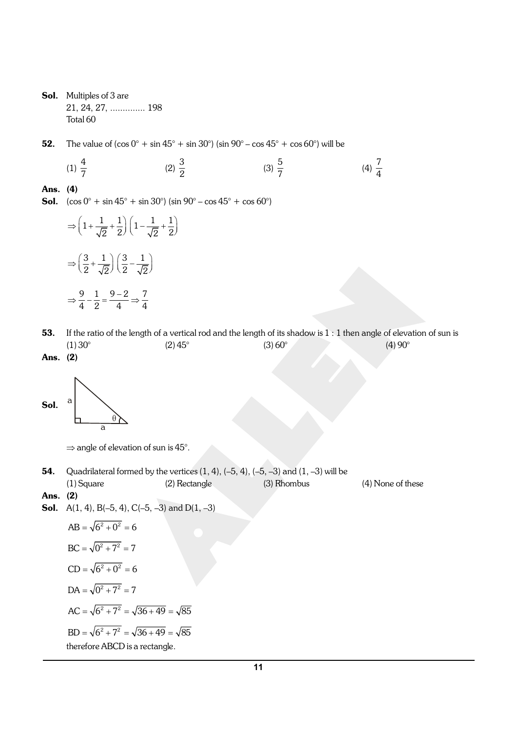**Sol.** Multiples of 3 are

21, 24, 27, .............. 198

Total 60

**52.** The value of (cos 0° + sin 45° + sin 30°) (sin 90° – cos 45° + cos 60°) will be

(1) $\frac{4}{7}$ (2) $\frac{3}{2}$ (3) $\frac{5}{7}$ (4) $\frac{7}{4}$

**Ans. (4)**

**Sol.** (cos 0° + sin 45° + sin 30°) (sin 90° – cos 45° + cos 60°)

$$\Rightarrow \left(1+\frac{1}{\sqrt{2}}+\frac{1}{2}\right)\left(1-\frac{1}{\sqrt{2}}+\frac{1}{2}\right)$$

$$\Rightarrow \left(\frac{3}{2}+\frac{1}{\sqrt{2}}\right)\left(\frac{3}{2}-\frac{1}{\sqrt{2}}\right)$$

$$\Rightarrow \frac{9}{4}-\frac{1}{2}=\frac{9-2}{4}\Rightarrow\frac{7}{4}$$

**53.** If the ratio of the length of a vertical rod and the length of its shadow is 1 : 1 then angle of elevation of sun is

(1) 30° (2) 45° (3) 60° (4) 90°

**Ans. (2)**

**Sol.** (Right triangle with vertical side a, base a, angle θ at base)

$\Rightarrow$ angle of elevation of sun is 45°.

**54.** Quadrilateral formed by the vertices (1, 4), (–5, 4), (–5, –3) and (1, –3) will be

(1) Square (2) Rectangle (3) Rhombus (4) None of these

**Ans. (2)**

**Sol.** A(1, 4), B(–5, 4), C(–5, –3) and D(1, –3)

$AB = \sqrt{6^2+0^2} = 6$

$BC = \sqrt{0^2+7^2} = 7$

$CD = \sqrt{6^2+0^2} = 6$

$DA = \sqrt{0^2+7^2} = 7$

$AC = \sqrt{6^2+7^2} = \sqrt{36+49} = \sqrt{85}$

$BD = \sqrt{6^2+7^2} = \sqrt{36+49} = \sqrt{85}$

therefore ABCD is a rectangle.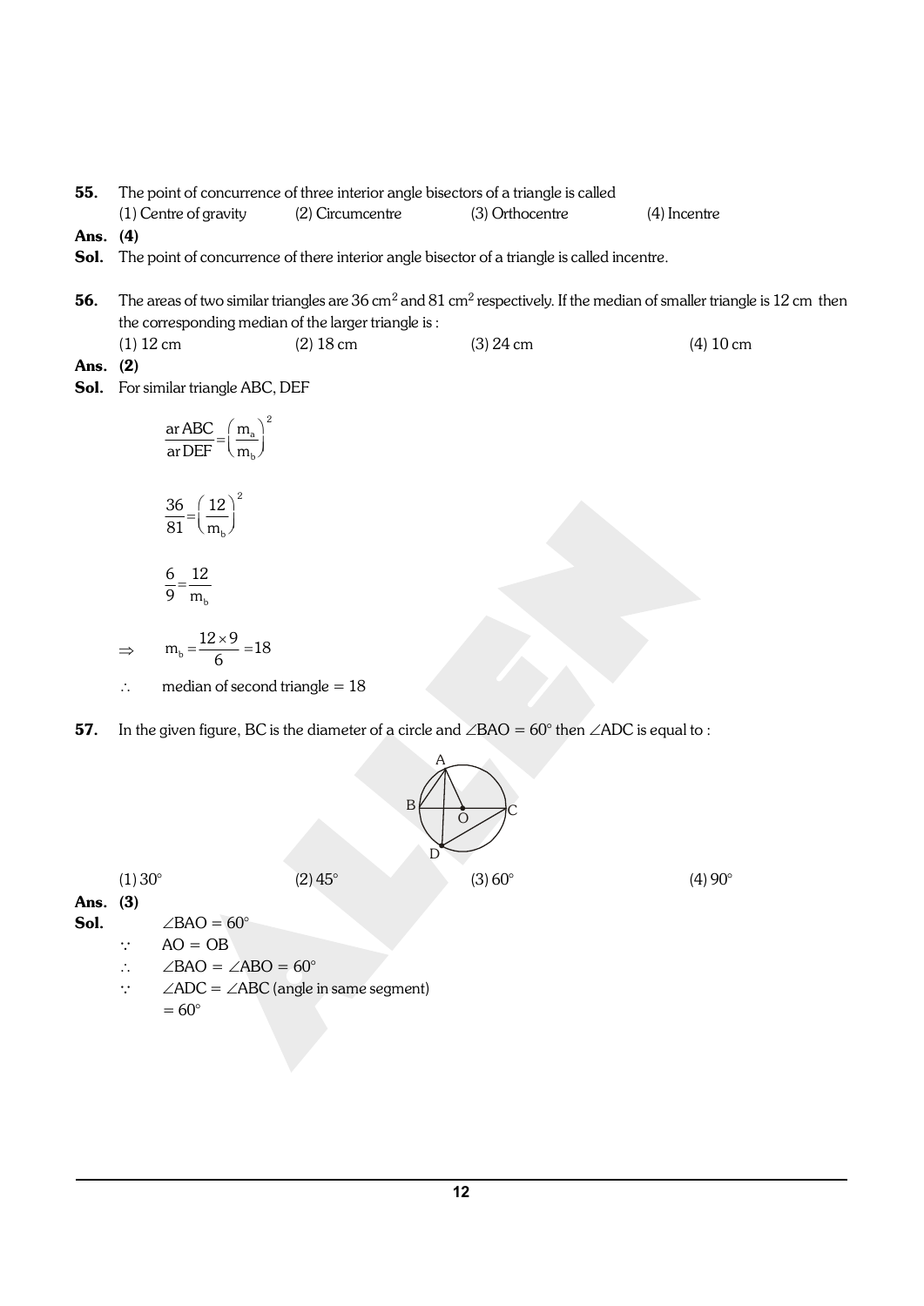**55.** The point of concurrence of three interior angle bisectors of a triangle is called

(1) Centre of gravity (2) Circumcentre (3) Orthocentre (4) Incentre

**Ans. (4)**

**Sol.** The point of concurrence of there interior angle bisector of a triangle is called incentre.

**56.** The areas of two similar triangles are 36 cm$^2$ and 81 cm$^2$ respectively. If the median of smaller triangle is 12 cm then the corresponding median of the larger triangle is :

(1) 12 cm (2) 18 cm (3) 24 cm (4) 10 cm

**Ans. (2)**

**Sol.** For similar triangle ABC, DEF

$$\frac{\text{ar ABC}}{\text{ar DEF}} = \left(\frac{m_a}{m_b}\right)^2$$

$$\frac{36}{81} = \left(\frac{12}{m_b}\right)^2$$

$$\frac{6}{9} = \frac{12}{m_b}$$

$$\Rightarrow \quad m_b = \frac{12 \times 9}{6} = 18$$

$\therefore$ median of second triangle = 18

**57.** In the given figure, BC is the diameter of a circle and $\angle BAO = 60°$ then $\angle ADC$ is equal to :

(1) 30° (2) 45° (3) 60° (4) 90°

**Ans. (3)**

**Sol.** $\angle BAO = 60°$

$\because$ AO = OB

$\therefore$ $\angle BAO = \angle ABO = 60°$

$\because$ $\angle ADC = \angle ABC$ (angle in same segment)

$= 60°$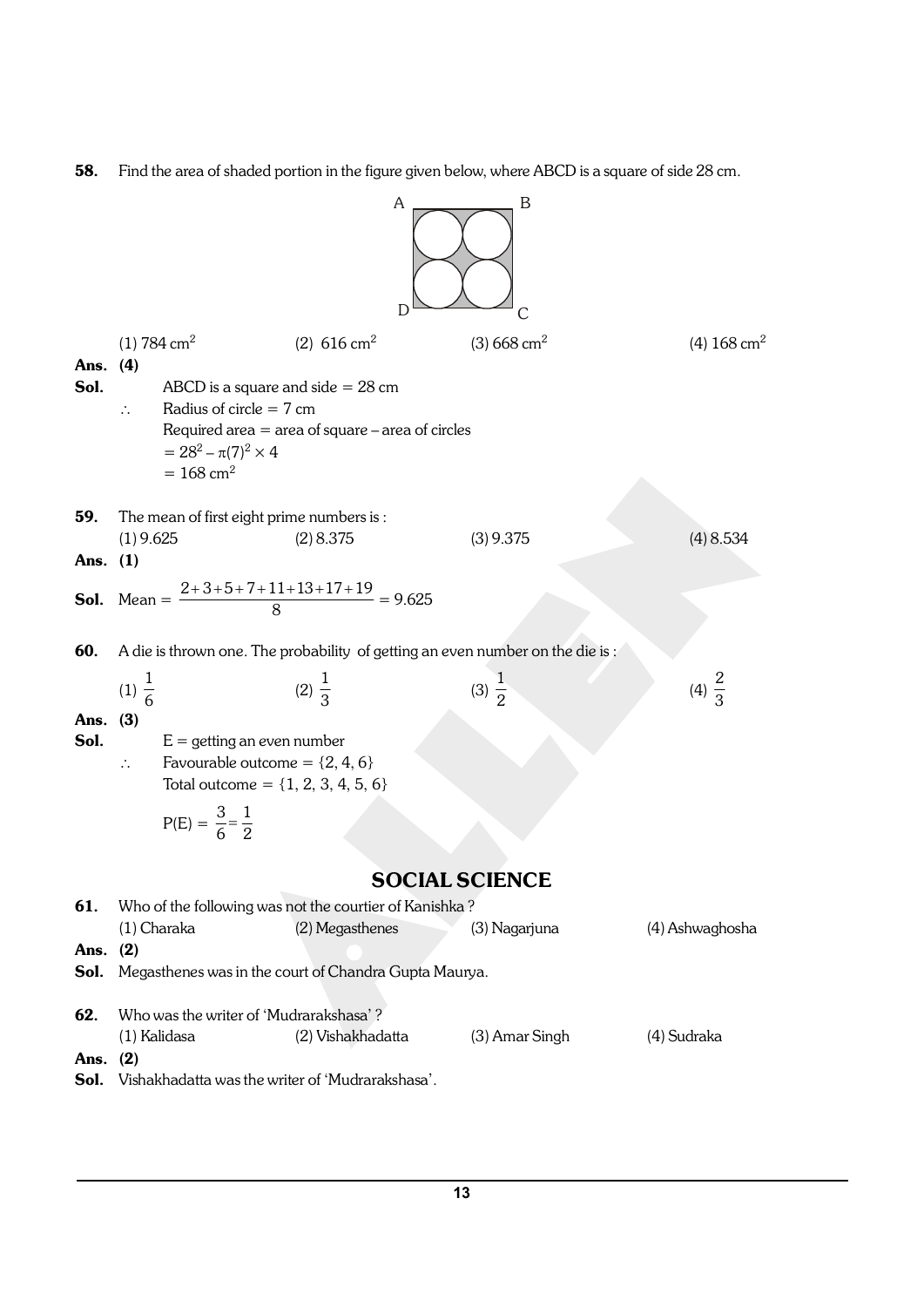**58.** Find the area of shaded portion in the figure given below, where ABCD is a square of side 28 cm.

(1) 784 $cm^2$ (2) 616 $cm^2$ (3) 668 $cm^2$ (4) 168 $cm^2$

**Ans. (4)**

**Sol.** ABCD is a square and side = 28 cm

$\therefore$ Radius of circle = 7 cm

Required area = area of square – area of circles

$= 28^2 - \pi(7)^2 \times 4$

$= 168 \text{ cm}^2$

**59.** The mean of first eight prime numbers is :

(1) 9.625 (2) 8.375 (3) 9.375 (4) 8.534

**Ans. (1)**

**Sol.** Mean $= \dfrac{2+3+5+7+11+13+17+19}{8} = 9.625$

**60.** A die is thrown one. The probability of getting an even number on the die is :

(1) $\dfrac{1}{6}$ (2) $\dfrac{1}{3}$ (3) $\dfrac{1}{2}$ (4) $\dfrac{2}{3}$

**Ans. (3)**

**Sol.** E = getting an even number

$\therefore$ Favourable outcome = {2, 4, 6}

Total outcome = {1, 2, 3, 4, 5, 6}

$P(E) = \dfrac{3}{6} = \dfrac{1}{2}$

## SOCIAL SCIENCE

**61.** Who of the following was not the courtier of Kanishka ?

(1) Charaka (2) Megasthenes (3) Nagarjuna (4) Ashwaghosha

**Ans. (2)**

**Sol.** Megasthenes was in the court of Chandra Gupta Maurya.

**62.** Who was the writer of 'Mudrarakshasa' ?

(1) Kalidasa (2) Vishakhadatta (3) Amar Singh (4) Sudraka

**Ans. (2)**

**Sol.** Vishakhadatta was the writer of 'Mudrarakshasa'.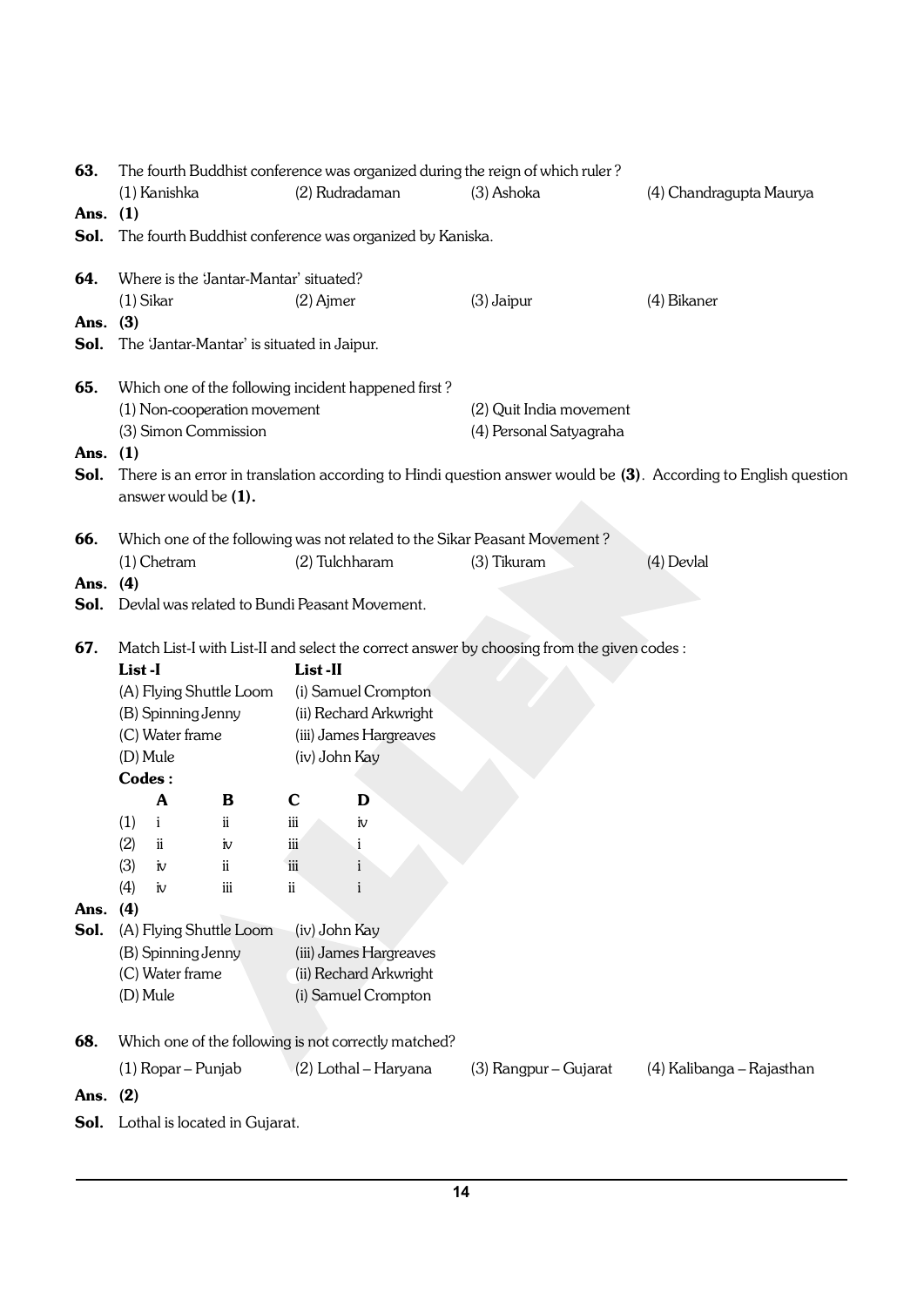**63.** The fourth Buddhist conference was organized during the reign of which ruler ?

(1) Kanishka (2) Rudradaman (3) Ashoka (4) Chandragupta Maurya

**Ans. (1)**

**Sol.** The fourth Buddhist conference was organized by Kaniska.

**64.** Where is the 'Jantar-Mantar' situated?

(1) Sikar (2) Ajmer (3) Jaipur (4) Bikaner

**Ans. (3)**

**Sol.** The 'Jantar-Mantar' is situated in Jaipur.

**65.** Which one of the following incident happened first ?

(1) Non-cooperation movement (2) Quit India movement
(3) Simon Commission (4) Personal Satyagraha

**Ans. (1)**

**Sol.** There is an error in translation according to Hindi question answer would be **(3)**. According to English question answer would be **(1).**

**66.** Which one of the following was not related to the Sikar Peasant Movement ?

(1) Chetram (2) Tulchharam (3) Tikuram (4) Devlal

**Ans. (4)**

**Sol.** Devlal was related to Bundi Peasant Movement.

**67.** Match List-I with List-II and select the correct answer by choosing from the given codes :

| List -I | List -II |
|---|---|
| (A) Flying Shuttle Loom | (i) Samuel Crompton |
| (B) Spinning Jenny | (ii) Rechard Arkwright |
| (C) Water frame | (iii) James Hargreaves |
| (D) Mule | (iv) John Kay |

**Codes :**

| | A | B | C | D |
|---|---|---|---|---|
| (1) | i | ii | iii | iv |
| (2) | ii | iv | iii | i |
| (3) | iv | ii | iii | i |
| (4) | iv | iii | ii | i |

**Ans. (4)**

**Sol.**

(A) Flying Shuttle Loom (iv) John Kay
(B) Spinning Jenny (iii) James Hargreaves
(C) Water frame (ii) Rechard Arkwright
(D) Mule (i) Samuel Crompton

**68.** Which one of the following is not correctly matched?

(1) Ropar – Punjab (2) Lothal – Haryana (3) Rangpur – Gujarat (4) Kalibanga – Rajasthan

**Ans. (2)**

**Sol.** Lothal is located in Gujarat.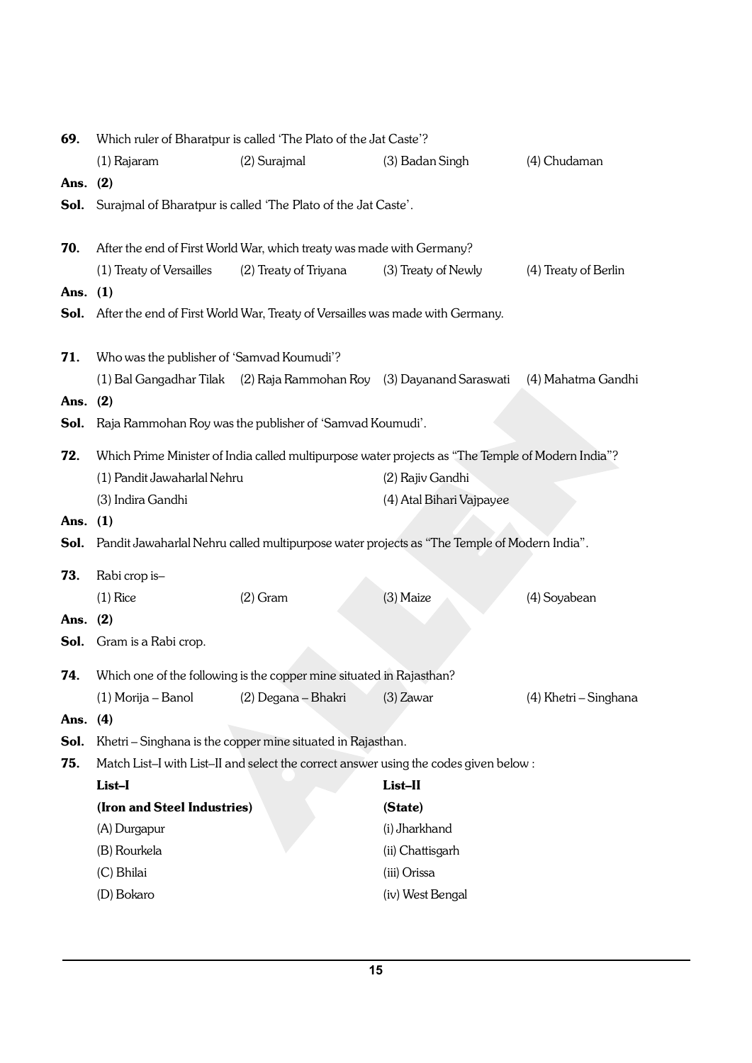**69.** Which ruler of Bharatpur is called 'The Plato of the Jat Caste'?

(1) Rajaram (2) Surajmal (3) Badan Singh (4) Chudaman

**Ans. (2)**

**Sol.** Surajmal of Bharatpur is called 'The Plato of the Jat Caste'.

**70.** After the end of First World War, which treaty was made with Germany?

(1) Treaty of Versailles (2) Treaty of Triyana (3) Treaty of Newly (4) Treaty of Berlin

**Ans. (1)**

**Sol.** After the end of First World War, Treaty of Versailles was made with Germany.

**71.** Who was the publisher of 'Samvad Koumudi'?

(1) Bal Gangadhar Tilak (2) Raja Rammohan Roy (3) Dayanand Saraswati (4) Mahatma Gandhi

**Ans. (2)**

**Sol.** Raja Rammohan Roy was the publisher of 'Samvad Koumudi'.

**72.** Which Prime Minister of India called multipurpose water projects as "The Temple of Modern India"?

(1) Pandit Jawaharlal Nehru (2) Rajiv Gandhi

(3) Indira Gandhi (4) Atal Bihari Vajpayee

**Ans. (1)**

**Sol.** Pandit Jawaharlal Nehru called multipurpose water projects as "The Temple of Modern India".

**73.** Rabi crop is–

(1) Rice (2) Gram (3) Maize (4) Soyabean

**Ans. (2)**

**Sol.** Gram is a Rabi crop.

**74.** Which one of the following is the copper mine situated in Rajasthan?

(1) Morija – Banol (2) Degana – Bhakri (3) Zawar (4) Khetri – Singhana

**Ans. (4)**

**Sol.** Khetri – Singhana is the copper mine situated in Rajasthan.

**75.** Match List–I with List–II and select the correct answer using the codes given below :

| **List–I** | **List–II** |
| --- | --- |
| **(Iron and Steel Industries)** | **(State)** |
| (A) Durgapur | (i) Jharkhand |
| (B) Rourkela | (ii) Chattisgarh |
| (C) Bhilai | (iii) Orissa |
| (D) Bokaro | (iv) West Bengal |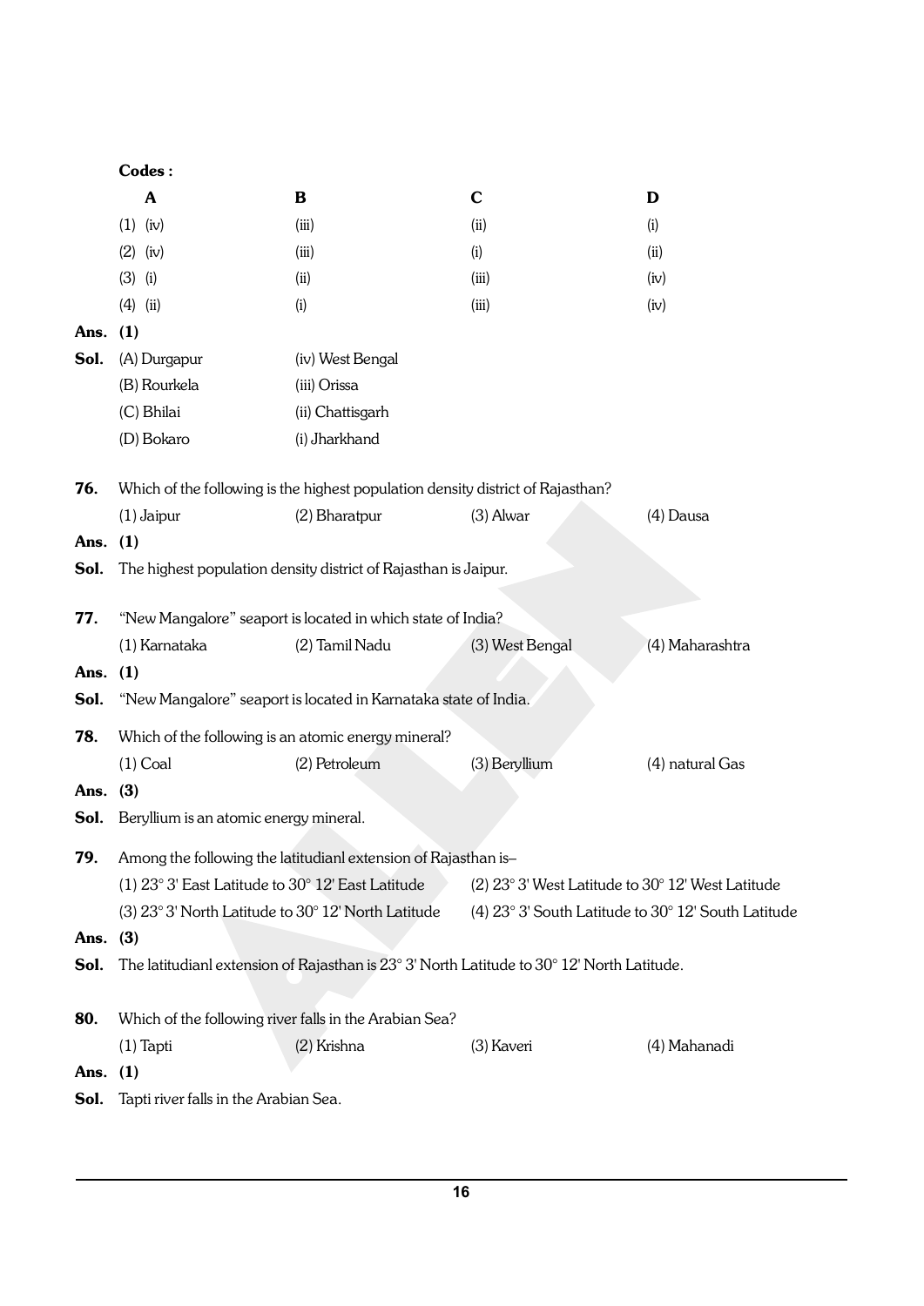**Codes :**

| | A | B | C | D |
|---|---|---|---|---|
| (1) | (iv) | (iii) | (ii) | (i) |
| (2) | (iv) | (iii) | (i) | (ii) |
| (3) | (i) | (ii) | (iii) | (iv) |
| (4) | (ii) | (i) | (iii) | (iv) |

**Ans.** **(1)**

**Sol.**

(A) Durgapur — (iv) West Bengal

(B) Rourkela — (iii) Orissa

(C) Bhilai — (ii) Chattisgarh

(D) Bokaro — (i) Jharkhand

**76.** Which of the following is the highest population density district of Rajasthan?

(1) Jaipur (2) Bharatpur (3) Alwar (4) Dausa

**Ans.** **(1)**

**Sol.** The highest population density district of Rajasthan is Jaipur.

**77.** "New Mangalore" seaport is located in which state of India?

(1) Karnataka (2) Tamil Nadu (3) West Bengal (4) Maharashtra

**Ans.** **(1)**

**Sol.** "New Mangalore" seaport is located in Karnataka state of India.

**78.** Which of the following is an atomic energy mineral?

(1) Coal (2) Petroleum (3) Beryllium (4) natural Gas

**Ans.** **(3)**

**Sol.** Beryllium is an atomic energy mineral.

**79.** Among the following the latitudianl extension of Rajasthan is–

(1) 23° 3' East Latitude to 30° 12' East Latitude

(2) 23° 3' West Latitude to 30° 12' West Latitude

(3) 23° 3' North Latitude to 30° 12' North Latitude

(4) 23° 3' South Latitude to 30° 12' South Latitude

**Ans.** **(3)**

**Sol.** The latitudianl extension of Rajasthan is 23° 3' North Latitude to 30° 12' North Latitude.

**80.** Which of the following river falls in the Arabian Sea?

(1) Tapti (2) Krishna (3) Kaveri (4) Mahanadi

**Ans.** **(1)**

**Sol.** Tapti river falls in the Arabian Sea.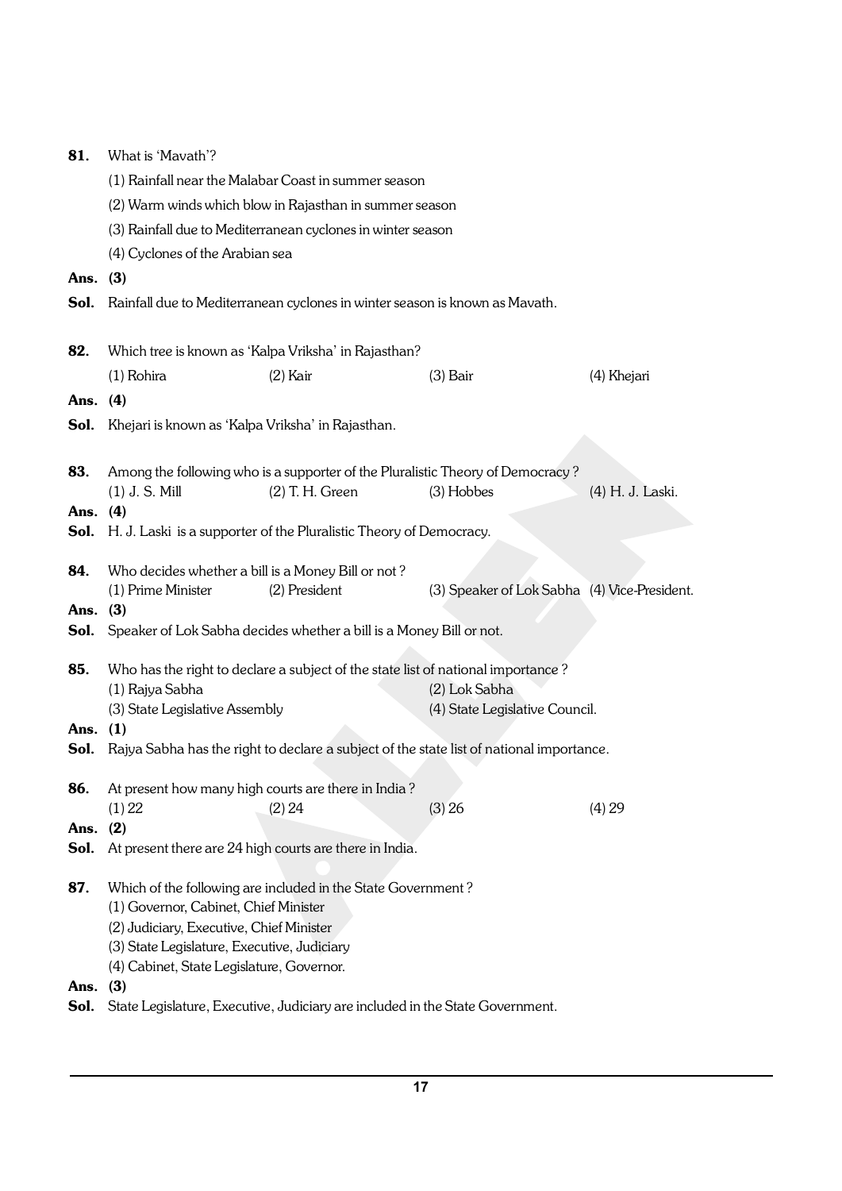**81.** What is 'Mavath'?

(1) Rainfall near the Malabar Coast in summer season

(2) Warm winds which blow in Rajasthan in summer season

(3) Rainfall due to Mediterranean cyclones in winter season

(4) Cyclones of the Arabian sea

**Ans.** **(3)**

**Sol.** Rainfall due to Mediterranean cyclones in winter season is known as Mavath.

**82.** Which tree is known as 'Kalpa Vriksha' in Rajasthan?

(1) Rohira (2) Kair (3) Bair (4) Khejari

**Ans.** **(4)**

**Sol.** Khejari is known as 'Kalpa Vriksha' in Rajasthan.

**83.** Among the following who is a supporter of the Pluralistic Theory of Democracy ?

(1) J. S. Mill (2) T. H. Green (3) Hobbes (4) H. J. Laski.

**Ans.** **(4)**

**Sol.** H. J. Laski is a supporter of the Pluralistic Theory of Democracy.

**84.** Who decides whether a bill is a Money Bill or not ?

(1) Prime Minister (2) President (3) Speaker of Lok Sabha (4) Vice-President.

**Ans.** **(3)**

**Sol.** Speaker of Lok Sabha decides whether a bill is a Money Bill or not.

**85.** Who has the right to declare a subject of the state list of national importance ?

(1) Rajya Sabha (2) Lok Sabha

(3) State Legislative Assembly (4) State Legislative Council.

**Ans.** **(1)**

**Sol.** Rajya Sabha has the right to declare a subject of the state list of national importance.

**86.** At present how many high courts are there in India ?

(1) 22 (2) 24 (3) 26 (4) 29

**Ans.** **(2)**

**Sol.** At present there are 24 high courts are there in India.

**87.** Which of the following are included in the State Government ?

(1) Governor, Cabinet, Chief Minister

(2) Judiciary, Executive, Chief Minister

(3) State Legislature, Executive, Judiciary

(4) Cabinet, State Legislature, Governor.

**Ans.** **(3)**

**Sol.** State Legislature, Executive, Judiciary are included in the State Government.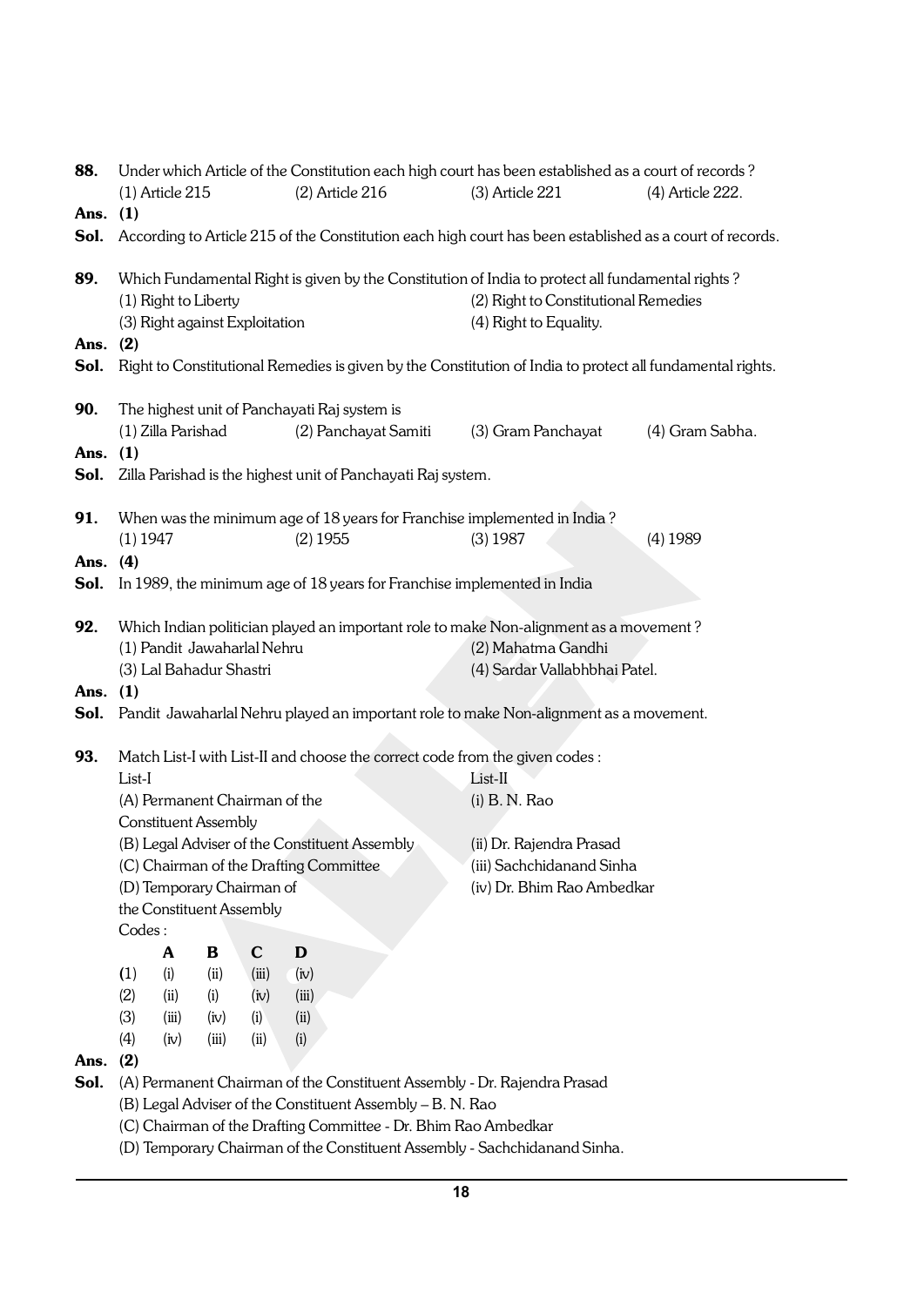**88.** Under which Article of the Constitution each high court has been established as a court of records ?

(1) Article 215 (2) Article 216 (3) Article 221 (4) Article 222.

**Ans. (1)**

**Sol.** According to Article 215 of the Constitution each high court has been established as a court of records.

**89.** Which Fundamental Right is given by the Constitution of India to protect all fundamental rights ?

(1) Right to Liberty (2) Right to Constitutional Remedies

(3) Right against Exploitation (4) Right to Equality.

**Ans. (2)**

**Sol.** Right to Constitutional Remedies is given by the Constitution of India to protect all fundamental rights.

**90.** The highest unit of Panchayati Raj system is

(1) Zilla Parishad (2) Panchayat Samiti (3) Gram Panchayat (4) Gram Sabha.

**Ans. (1)**

**Sol.** Zilla Parishad is the highest unit of Panchayati Raj system.

**91.** When was the minimum age of 18 years for Franchise implemented in India ?

(1) 1947 (2) 1955 (3) 1987 (4) 1989

**Ans. (4)**

**Sol.** In 1989, the minimum age of 18 years for Franchise implemented in India

**92.** Which Indian politician played an important role to make Non-alignment as a movement ?

(1) Pandit Jawaharlal Nehru (2) Mahatma Gandhi

(3) Lal Bahadur Shastri (4) Sardar Vallabhbhai Patel.

**Ans. (1)**

**Sol.** Pandit Jawaharlal Nehru played an important role to make Non-alignment as a movement.

**93.** Match List-I with List-II and choose the correct code from the given codes :

| List-I | List-II |
|---|---|
| (A) Permanent Chairman of the Constituent Assembly | (i) B. N. Rao |
| (B) Legal Adviser of the Constituent Assembly | (ii) Dr. Rajendra Prasad |
| (C) Chairman of the Drafting Committee | (iii) Sachchidanand Sinha |
| (D) Temporary Chairman of the Constituent Assembly | (iv) Dr. Bhim Rao Ambedkar |

Codes :

| | A | B | C | D |
|---|---|---|---|---|
| (1) | (i) | (ii) | (iii) | (iv) |
| (2) | (ii) | (i) | (iv) | (iii) |
| (3) | (iii) | (iv) | (i) | (ii) |
| (4) | (iv) | (iii) | (ii) | (i) |

**Ans. (2)**

**Sol.** (A) Permanent Chairman of the Constituent Assembly - Dr. Rajendra Prasad

(B) Legal Adviser of the Constituent Assembly – B. N. Rao

(C) Chairman of the Drafting Committee - Dr. Bhim Rao Ambedkar

(D) Temporary Chairman of the Constituent Assembly - Sachchidanand Sinha.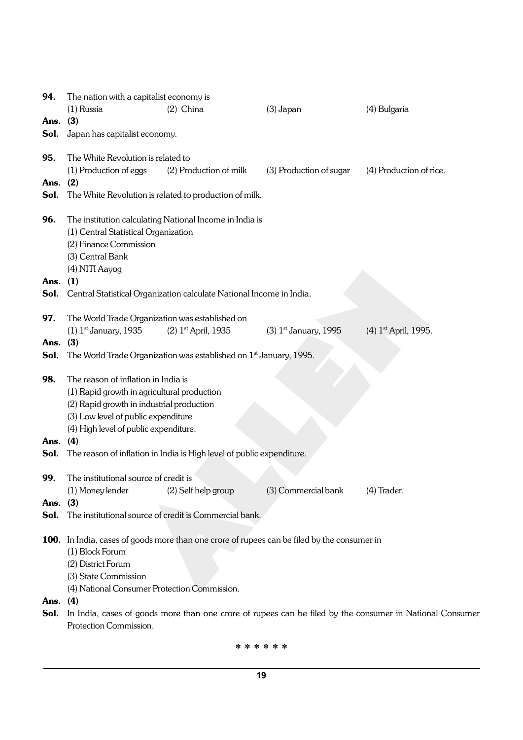**94.** The nation with a capitalist economy is

(1) Russia (2) China (3) Japan (4) Bulgaria

**Ans. (3)**

**Sol.** Japan has capitalist economy.

**95.** The White Revolution is related to

(1) Production of eggs (2) Production of milk (3) Production of sugar (4) Production of rice.

**Ans. (2)**

**Sol.** The White Revolution is related to production of milk.

**96.** The institution calculating National Income in India is

(1) Central Statistical Organization

(2) Finance Commission

(3) Central Bank

(4) NITI Aayog

**Ans. (1)**

**Sol.** Central Statistical Organization calculate National Income in India.

**97.** The World Trade Organization was established on

(1) 1st January, 1935 (2) 1st April, 1935 (3) 1st January, 1995 (4) 1st April, 1995.

**Ans. (3)**

**Sol.** The World Trade Organization was established on 1st January, 1995.

**98.** The reason of inflation in India is

(1) Rapid growth in agricultural production

(2) Rapid growth in industrial production

(3) Low level of public expenditure

(4) High level of public expenditure.

**Ans. (4)**

**Sol.** The reason of inflation in India is High level of public expenditure.

**99.** The institutional source of credit is

(1) Money lender (2) Self help group (3) Commercial bank (4) Trader.

**Ans. (3)**

**Sol.** The institutional source of credit is Commercial bank.

**100.** In India, cases of goods more than one crore of rupees can be filed by the consumer in

(1) Block Forum

(2) District Forum

(3) State Commission

(4) National Consumer Protection Commission.

**Ans. (4)**

**Sol.** In India, cases of goods more than one crore of rupees can be filed by the consumer in National Consumer Protection Commission.

* * * * * *